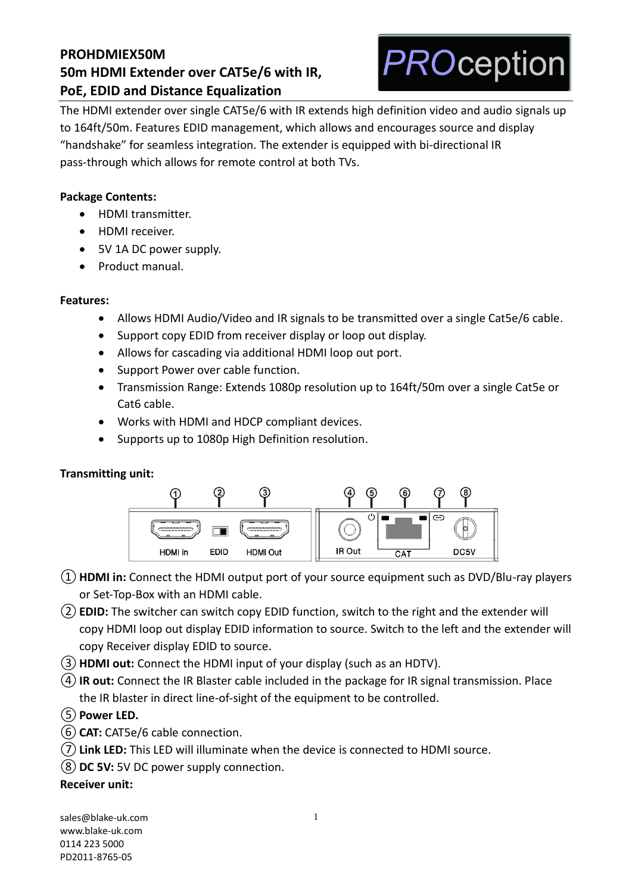# PROHDMIEX50M
# 50m HDMI Extender over CAT5e/6 with IR, PoE, EDID and Distance Equalization

PROception

The HDMI extender over single CAT5e/6 with IR extends high definition video and audio signals up to 164ft/50m. Features EDID management, which allows and encourages source and display "handshake" for seamless integration. The extender is equipped with bi-directional IR pass-through which allows for remote control at both TVs.

**Package Contents:**

- HDMI transmitter.
- HDMI receiver.
- 5V 1A DC power supply.
- Product manual.

**Features:**

- Allows HDMI Audio/Video and IR signals to be transmitted over a single Cat5e/6 cable.
- Support copy EDID from receiver display or loop out display.
- Allows for cascading via additional HDMI loop out port.
- Support Power over cable function.
- Transmission Range: Extends 1080p resolution up to 164ft/50m over a single Cat5e or Cat6 cable.
- Works with HDMI and HDCP compliant devices.
- Supports up to 1080p High Definition resolution.

**Transmitting unit:**

①HDMI In ②EDID ③HDMI Out ④IR Out ⑤ ⑥CAT ⑦ ⑧DC5V

① **HDMI in:** Connect the HDMI output port of your source equipment such as DVD/Blu-ray players or Set-Top-Box with an HDMI cable.

② **EDID:** The switcher can switch copy EDID function, switch to the right and the extender will copy HDMI loop out display EDID information to source. Switch to the left and the extender will copy Receiver display EDID to source.

③ **HDMI out:** Connect the HDMI input of your display (such as an HDTV).

④ **IR out:** Connect the IR Blaster cable included in the package for IR signal transmission. Place the IR blaster in direct line-of-sight of the equipment to be controlled.

⑤ **Power LED.**

⑥ **CAT:** CAT5e/6 cable connection.

⑦ **Link LED:** This LED will illuminate when the device is connected to HDMI source.

⑧ **DC 5V:** 5V DC power supply connection.

**Receiver unit:**

sales@blake-uk.com
www.blake-uk.com
0114 223 5000
PD2011-8765-05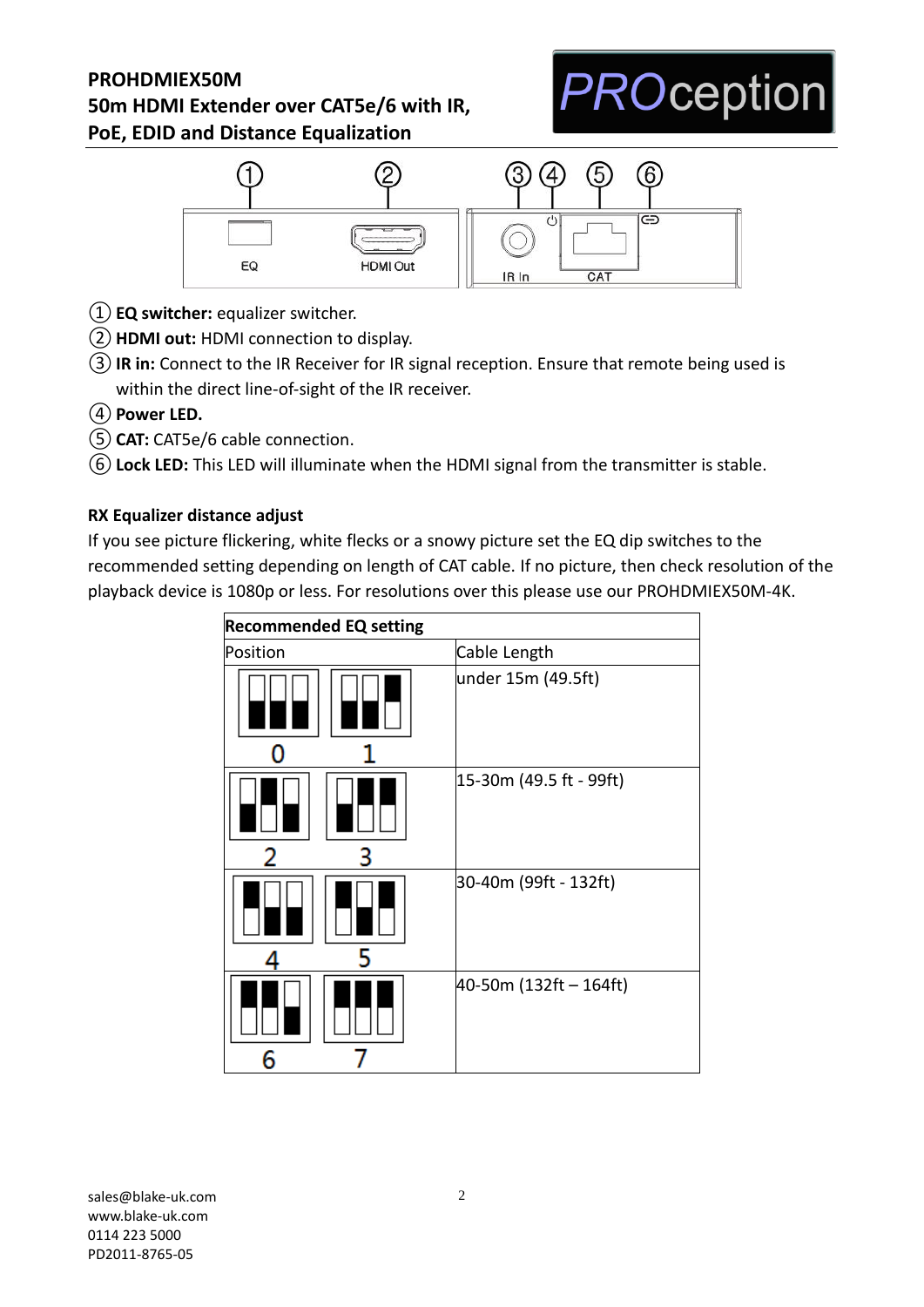## PROHDMIEX50M
## 50m HDMI Extender over CAT5e/6 with IR, PoE, EDID and Distance Equalization

① **EQ switcher:** equalizer switcher.
② **HDMI out:** HDMI connection to display.
③ **IR in:** Connect to the IR Receiver for IR signal reception. Ensure that remote being used is within the direct line-of-sight of the IR receiver.
④ **Power LED.**
⑤ **CAT:** CAT5e/6 cable connection.
⑥ **Lock LED:** This LED will illuminate when the HDMI signal from the transmitter is stable.

**RX Equalizer distance adjust**

If you see picture flickering, white flecks or a snowy picture set the EQ dip switches to the recommended setting depending on length of CAT cable. If no picture, then check resolution of the playback device is 1080p or less. For resolutions over this please use our PROHDMIEX50M-4K.

| **Recommended EQ setting** | |
|---|---|
| Position | Cable Length |
| 0, 1 | under 15m (49.5ft) |
| 2, 3 | 15-30m (49.5 ft - 99ft) |
| 4, 5 | 30-40m (99ft - 132ft) |
| 6, 7 | 40-50m (132ft – 164ft) |

sales@blake-uk.com
www.blake-uk.com
0114 223 5000
PD2011-8765-05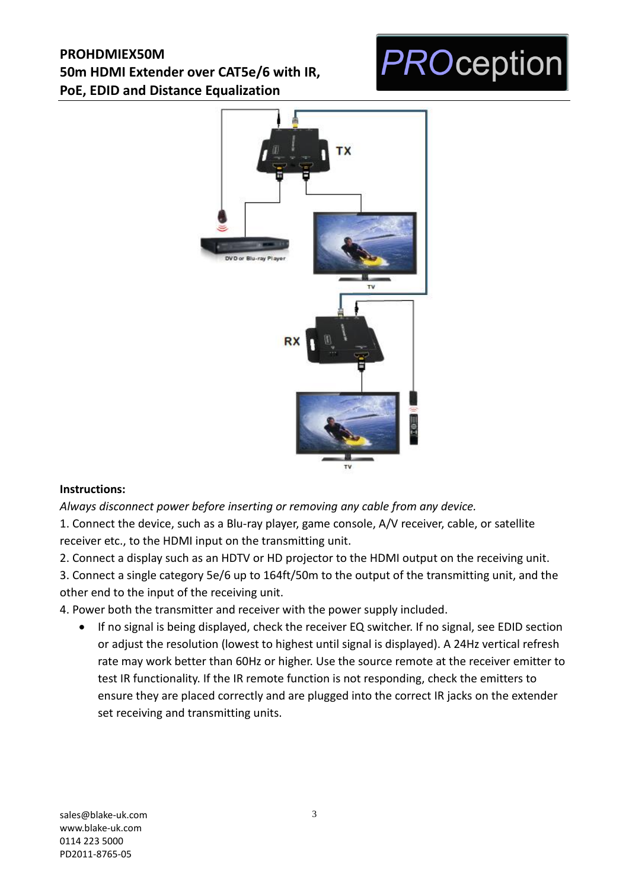**Instructions:**

*Always disconnect power before inserting or removing any cable from any device.*

1. Connect the device, such as a Blu-ray player, game console, A/V receiver, cable, or satellite receiver etc., to the HDMI input on the transmitting unit.
2. Connect a display such as an HDTV or HD projector to the HDMI output on the receiving unit.
3. Connect a single category 5e/6 up to 164ft/50m to the output of the transmitting unit, and the other end to the input of the receiving unit.
4. Power both the transmitter and receiver with the power supply included.
   - If no signal is being displayed, check the receiver EQ switcher. If no signal, see EDID section or adjust the resolution (lowest to highest until signal is displayed). A 24Hz vertical refresh rate may work better than 60Hz or higher. Use the source remote at the receiver emitter to test IR functionality. If the IR remote function is not responding, check the emitters to ensure they are placed correctly and are plugged into the correct IR jacks on the extender set receiving and transmitting units.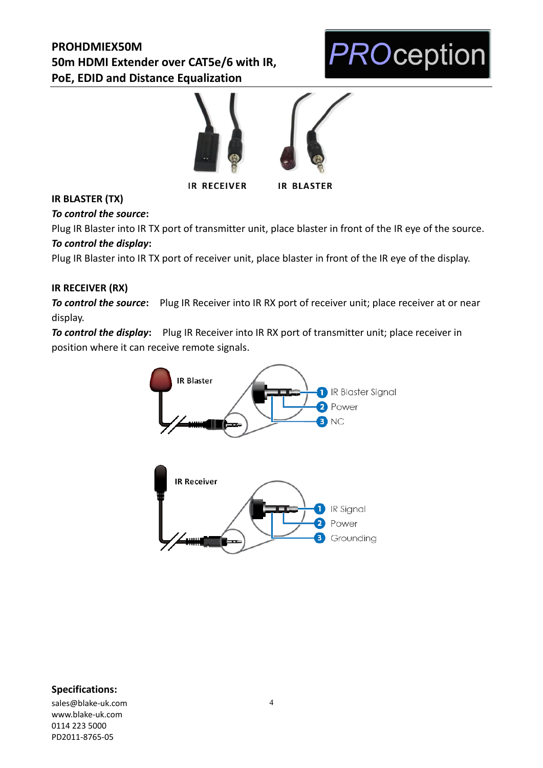IR RECEIVER     IR BLASTER

**IR BLASTER (TX)**

***To control the source*:**

Plug IR Blaster into IR TX port of transmitter unit, place blaster in front of the IR eye of the source.

***To control the display*:**

Plug IR Blaster into IR TX port of receiver unit, place blaster in front of the IR eye of the display.

**IR RECEIVER (RX)**

***To control the source*:** Plug IR Receiver into IR RX port of receiver unit; place receiver at or near display.

***To control the display*:** Plug IR Receiver into IR RX port of transmitter unit; place receiver in position where it can receive remote signals.

IR Blaster

1. IR Blaster Signal
2. Power
3. NC

IR Receiver

1. IR Signal
2. Power
3. Grounding

**Specifications:**

sales@blake-uk.com
www.blake-uk.com
0114 223 5000
PD2011-8765-05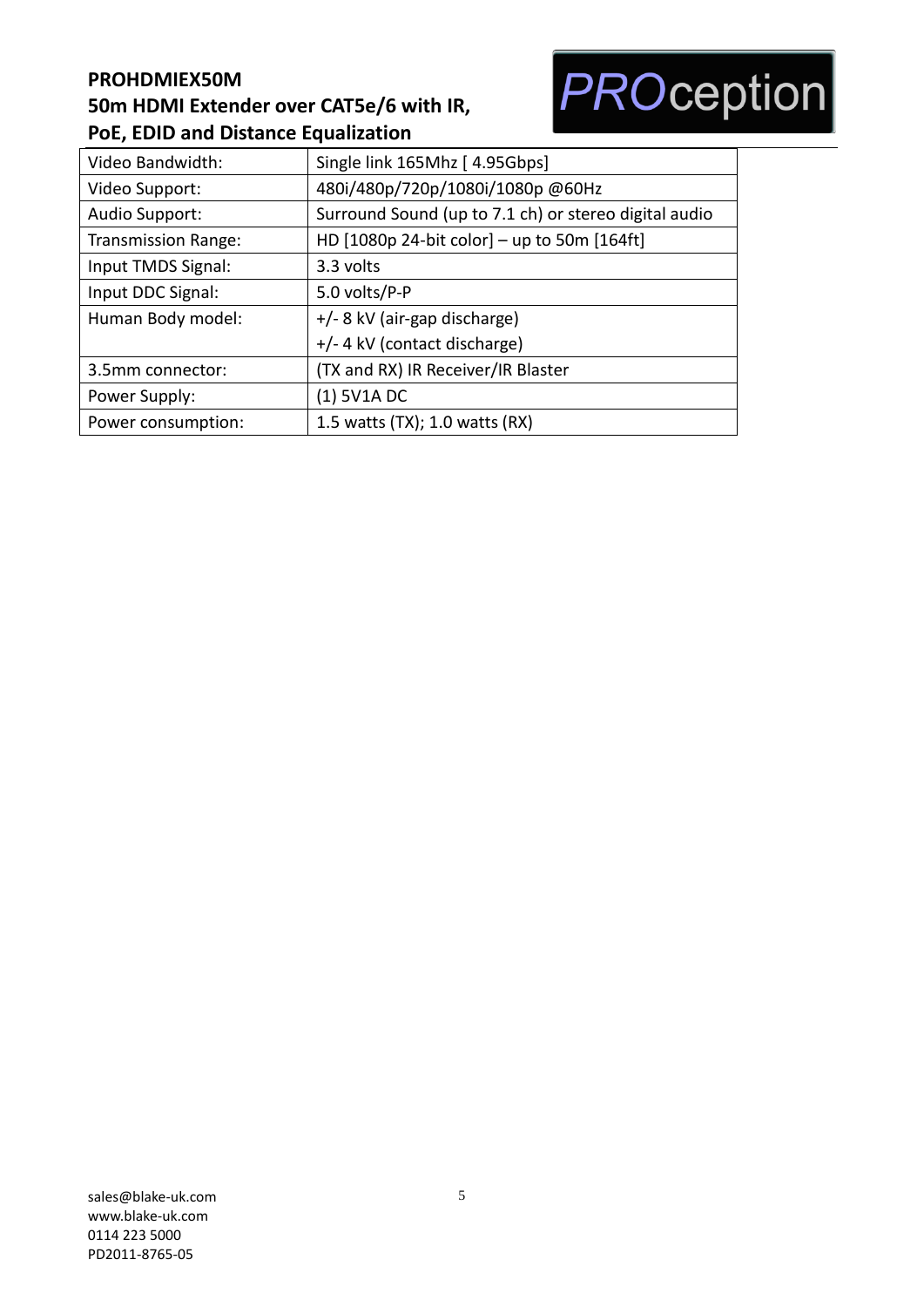**PROHDMIEX50M**
**50m HDMI Extender over CAT5e/6 with IR, PoE, EDID and Distance Equalization**

| | |
|---|---|
| Video Bandwidth: | Single link 165Mhz [ 4.95Gbps] |
| Video Support: | 480i/480p/720p/1080i/1080p @60Hz |
| Audio Support: | Surround Sound (up to 7.1 ch) or stereo digital audio |
| Transmission Range: | HD [1080p 24-bit color] – up to 50m [164ft] |
| Input TMDS Signal: | 3.3 volts |
| Input DDC Signal: | 5.0 volts/P-P |
| Human Body model: | +/- 8 kV (air-gap discharge)<br>+/- 4 kV (contact discharge) |
| 3.5mm connector: | (TX and RX) IR Receiver/IR Blaster |
| Power Supply: | (1) 5V1A DC |
| Power consumption: | 1.5 watts (TX); 1.0 watts (RX) |

sales@blake-uk.com
www.blake-uk.com
0114 223 5000
PD2011-8765-05